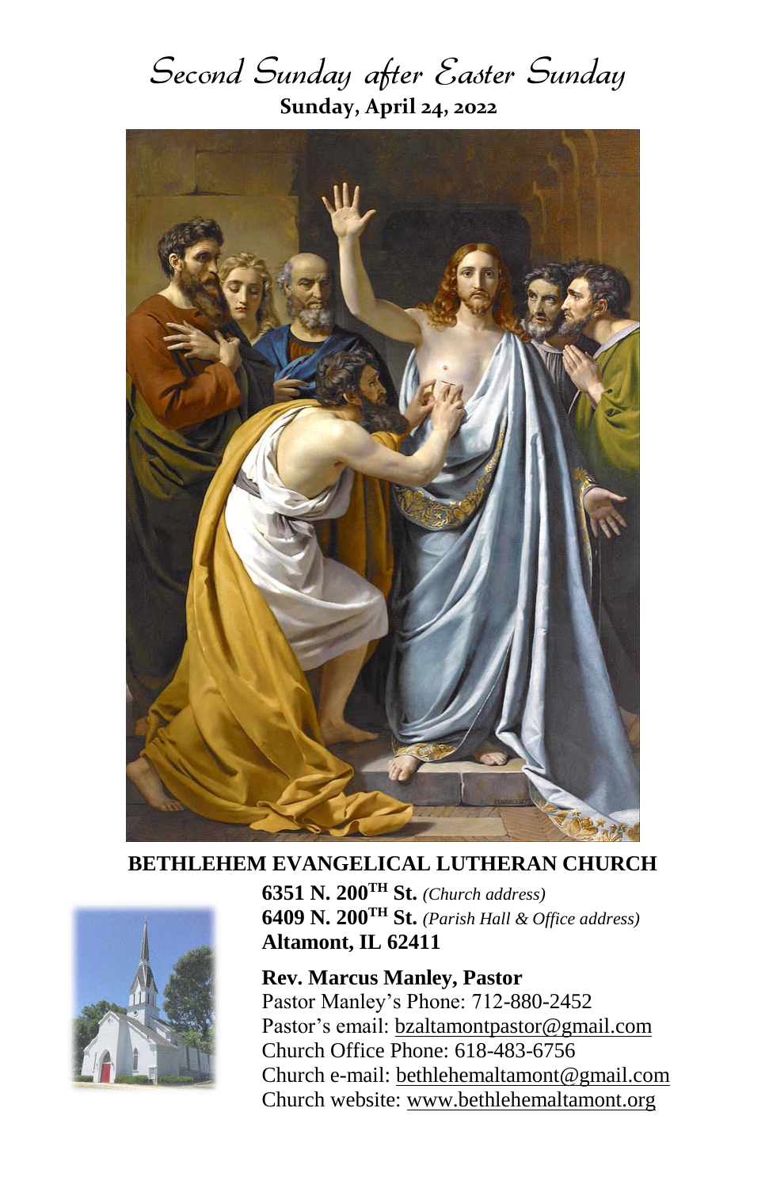# *Second Sunday after Easter Sunday*

**Sunday, April 24, 2022**

**BETHLEHEM EVANGELICAL LUTHERAN CHURCH**

**6351 N. 200TH St.** *(Church address)*
**6409 N. 200TH St.** *(Parish Hall & Office address)*
**Altamont, IL 62411**

**Rev. Marcus Manley, Pastor**
Pastor Manley's Phone: 712-880-2452
Pastor's email: bzaltamontpastor@gmail.com
Church Office Phone: 618-483-6756
Church e-mail: bethlehemaltamont@gmail.com
Church website: www.bethlehemaltamont.org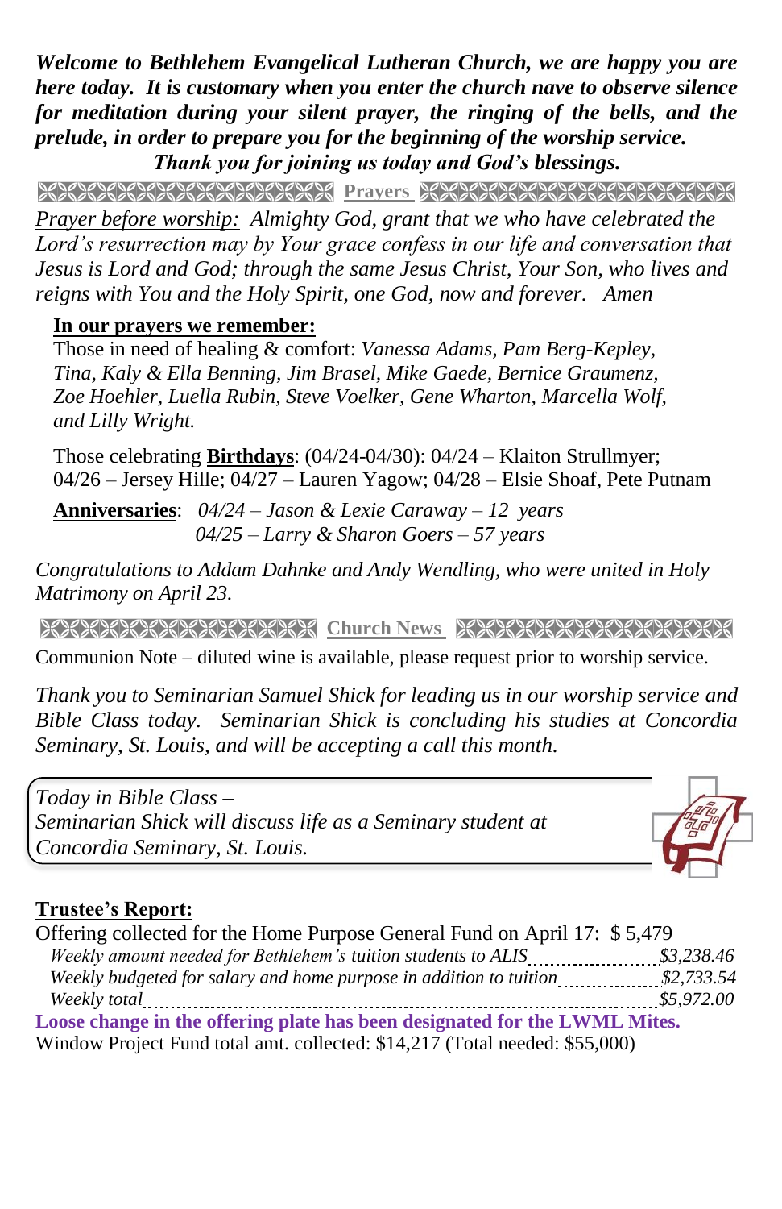***Welcome to Bethlehem Evangelical Lutheran Church, we are happy you are here today. It is customary when you enter the church nave to observe silence for meditation during your silent prayer, the ringing of the bells, and the prelude, in order to prepare you for the beginning of the worship service. Thank you for joining us today and God's blessings.***

## Prayers

*Prayer before worship: Almighty God, grant that we who have celebrated the Lord's resurrection may by Your grace confess in our life and conversation that Jesus is Lord and God; through the same Jesus Christ, Your Son, who lives and reigns with You and the Holy Spirit, one God, now and forever. Amen*

**In our prayers we remember:**

Those in need of healing & comfort: *Vanessa Adams, Pam Berg-Kepley, Tina, Kaly & Ella Benning, Jim Brasel, Mike Gaede, Bernice Graumenz, Zoe Hoehler, Luella Rubin, Steve Voelker, Gene Wharton, Marcella Wolf, and Lilly Wright.*

Those celebrating **Birthdays**: (04/24-04/30): 04/24 – Klaiton Strullmyer; 04/26 – Jersey Hille; 04/27 – Lauren Yagow; 04/28 – Elsie Shoaf, Pete Putnam

**Anniversaries**: *04/24 – Jason & Lexie Caraway – 12 years*
*04/25 – Larry & Sharon Goers – 57 years*

*Congratulations to Addam Dahnke and Andy Wendling, who were united in Holy Matrimony on April 23.*

## Church News

Communion Note – diluted wine is available, please request prior to worship service.

*Thank you to Seminarian Samuel Shick for leading us in our worship service and Bible Class today. Seminarian Shick is concluding his studies at Concordia Seminary, St. Louis, and will be accepting a call this month.*

*Today in Bible Class –*
*Seminarian Shick will discuss life as a Seminary student at Concordia Seminary, St. Louis.*

**Trustee's Report:**

Offering collected for the Home Purpose General Fund on April 17: $5,479

| | |
|---|---|
| *Weekly amount needed for Bethlehem's tuition students to ALIS* | *$3,238.46* |
| *Weekly budgeted for salary and home purpose in addition to tuition* | *$2,733.54* |
| *Weekly total* | *$5,972.00* |

**Loose change in the offering plate has been designated for the LWML Mites.**

Window Project Fund total amt. collected: $14,217 (Total needed: $55,000)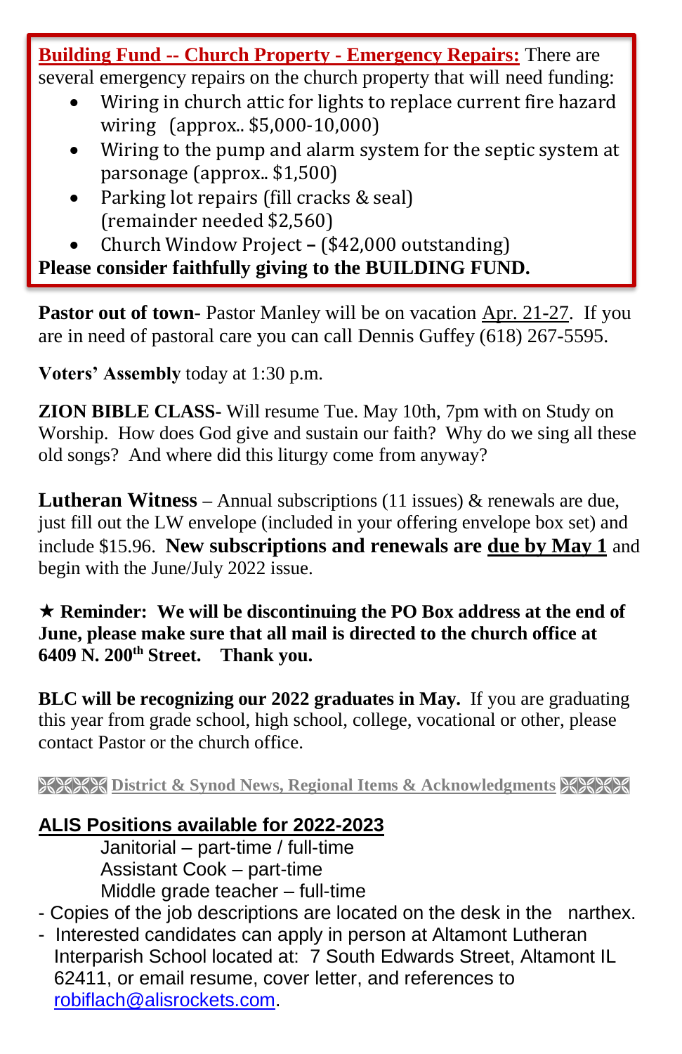**Building Fund -- Church Property - Emergency Repairs:** There are several emergency repairs on the church property that will need funding:

- Wiring in church attic for lights to replace current fire hazard wiring (approx.. $5,000-10,000)
- Wiring to the pump and alarm system for the septic system at parsonage (approx.. $1,500)
- Parking lot repairs (fill cracks & seal) (remainder needed $2,560)
- Church Window Project – ($42,000 outstanding)

**Please consider faithfully giving to the BUILDING FUND.**

**Pastor out of town**- Pastor Manley will be on vacation Apr. 21-27. If you are in need of pastoral care you can call Dennis Guffey (618) 267-5595.

**Voters' Assembly** today at 1:30 p.m.

**ZION BIBLE CLASS**- Will resume Tue. May 10th, 7pm with on Study on Worship. How does God give and sustain our faith? Why do we sing all these old songs? And where did this liturgy come from anyway?

**Lutheran Witness** – Annual subscriptions (11 issues) & renewals are due, just fill out the LW envelope (included in your offering envelope box set) and include $15.96. **New subscriptions and renewals are due by May 1** and begin with the June/July 2022 issue.

★ **Reminder: We will be discontinuing the PO Box address at the end of June, please make sure that all mail is directed to the church office at 6409 N. 200th Street. Thank you.**

**BLC will be recognizing our 2022 graduates in May.** If you are graduating this year from grade school, high school, college, vocational or other, please contact Pastor or the church office.

## District & Synod News, Regional Items & Acknowledgments

**ALIS Positions available for 2022-2023**

Janitorial – part-time / full-time
Assistant Cook – part-time
Middle grade teacher – full-time

- Copies of the job descriptions are located on the desk in the narthex.
- Interested candidates can apply in person at Altamont Lutheran Interparish School located at: 7 South Edwards Street, Altamont IL 62411, or email resume, cover letter, and references to robiflach@alisrockets.com.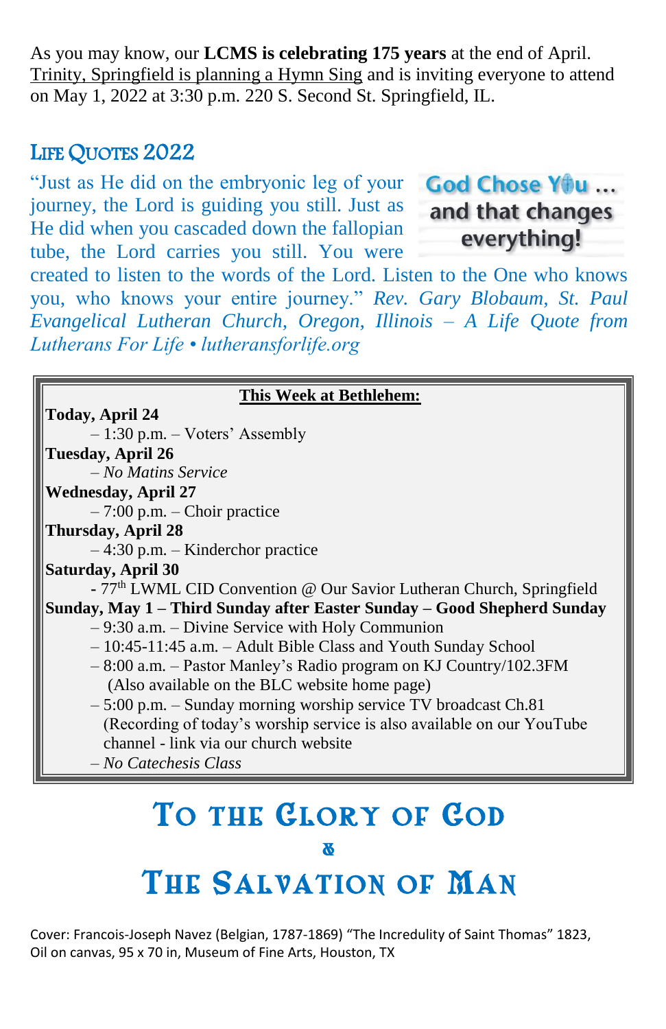As you may know, our **LCMS is celebrating 175 years** at the end of April. Trinity, Springfield is planning a Hymn Sing and is inviting everyone to attend on May 1, 2022 at 3:30 p.m. 220 S. Second St. Springfield, IL.

## Life Quotes 2022

God Chose You … and that changes everything!

"Just as He did on the embryonic leg of your journey, the Lord is guiding you still. Just as He did when you cascaded down the fallopian tube, the Lord carries you still. You were created to listen to the words of the Lord. Listen to the One who knows you, who knows your entire journey." *Rev. Gary Blobaum, St. Paul Evangelical Lutheran Church, Oregon, Illinois – A Life Quote from Lutherans For Life • lutheransforlife.org*

**This Week at Bethlehem:**

**Today, April 24**
– 1:30 p.m. – Voters' Assembly

**Tuesday, April 26**
– *No Matins Service*

**Wednesday, April 27**
– 7:00 p.m. – Choir practice

**Thursday, April 28**
– 4:30 p.m. – Kinderchor practice

**Saturday, April 30**
- 77th LWML CID Convention @ Our Savior Lutheran Church, Springfield

**Sunday, May 1 – Third Sunday after Easter Sunday – Good Shepherd Sunday**
– 9:30 a.m. – Divine Service with Holy Communion
– 10:45-11:45 a.m. – Adult Bible Class and Youth Sunday School
– 8:00 a.m. – Pastor Manley's Radio program on KJ Country/102.3FM (Also available on the BLC website home page)
– 5:00 p.m. – Sunday morning worship service TV broadcast Ch.81 (Recording of today's worship service is also available on our YouTube channel - link via our church website
– *No Catechesis Class*

# To the Glory of God
# &
# The Salvation of Man

Cover: Francois-Joseph Navez (Belgian, 1787-1869) "The Incredulity of Saint Thomas" 1823, Oil on canvas, 95 x 70 in, Museum of Fine Arts, Houston, TX